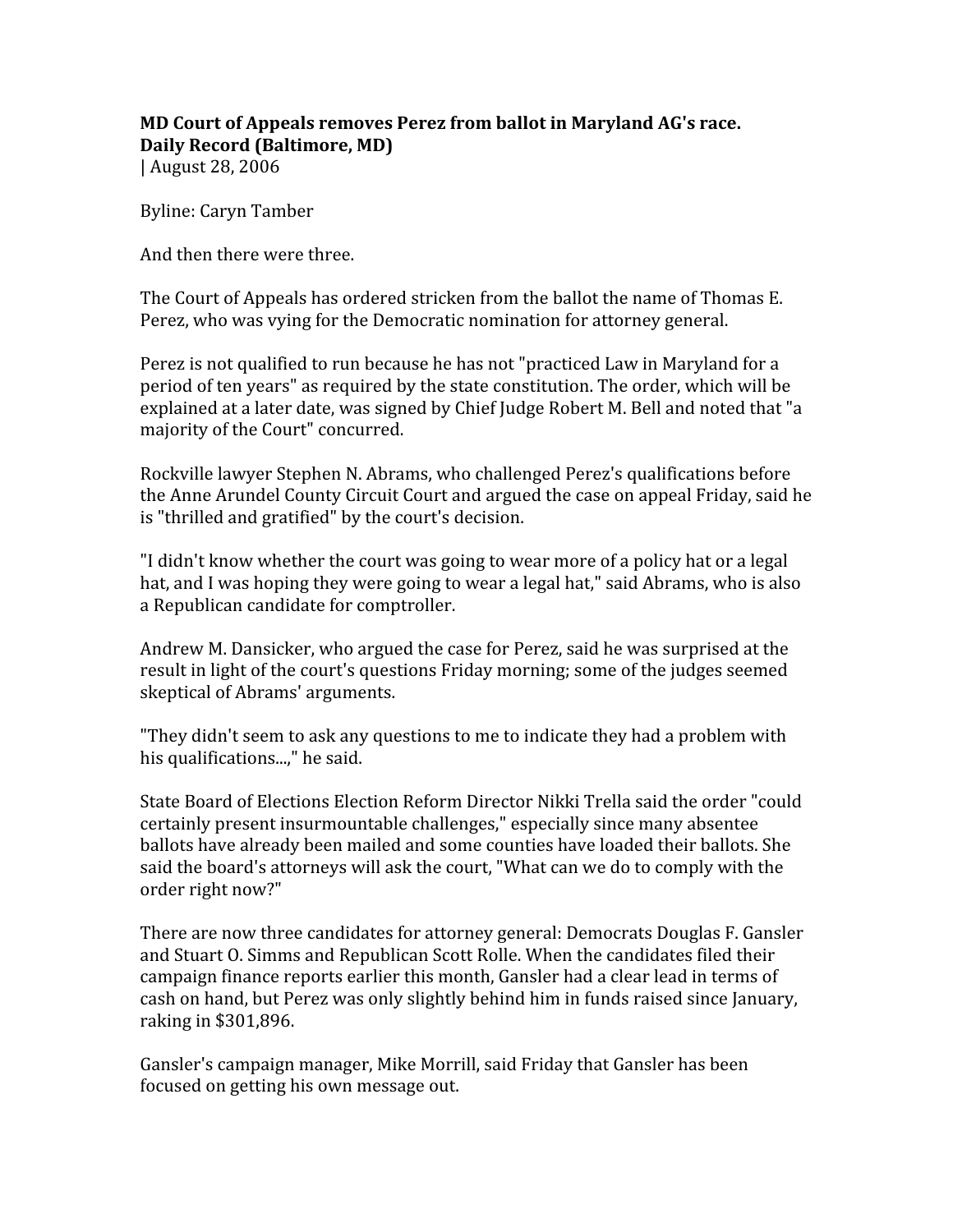**MD Court of Appeals removes Perez from ballot in Maryland AG's race.**
**Daily Record (Baltimore, MD)**
| August 28, 2006

Byline: Caryn Tamber

And then there were three.

The Court of Appeals has ordered stricken from the ballot the name of Thomas E. Perez, who was vying for the Democratic nomination for attorney general.

Perez is not qualified to run because he has not "practiced Law in Maryland for a period of ten years" as required by the state constitution. The order, which will be explained at a later date, was signed by Chief Judge Robert M. Bell and noted that "a majority of the Court" concurred.

Rockville lawyer Stephen N. Abrams, who challenged Perez's qualifications before the Anne Arundel County Circuit Court and argued the case on appeal Friday, said he is "thrilled and gratified" by the court's decision.

"I didn't know whether the court was going to wear more of a policy hat or a legal hat, and I was hoping they were going to wear a legal hat," said Abrams, who is also a Republican candidate for comptroller.

Andrew M. Dansicker, who argued the case for Perez, said he was surprised at the result in light of the court's questions Friday morning; some of the judges seemed skeptical of Abrams' arguments.

"They didn't seem to ask any questions to me to indicate they had a problem with his qualifications...," he said.

State Board of Elections Election Reform Director Nikki Trella said the order "could certainly present insurmountable challenges," especially since many absentee ballots have already been mailed and some counties have loaded their ballots. She said the board's attorneys will ask the court, "What can we do to comply with the order right now?"

There are now three candidates for attorney general: Democrats Douglas F. Gansler and Stuart O. Simms and Republican Scott Rolle. When the candidates filed their campaign finance reports earlier this month, Gansler had a clear lead in terms of cash on hand, but Perez was only slightly behind him in funds raised since January, raking in $301,896.

Gansler's campaign manager, Mike Morrill, said Friday that Gansler has been focused on getting his own message out.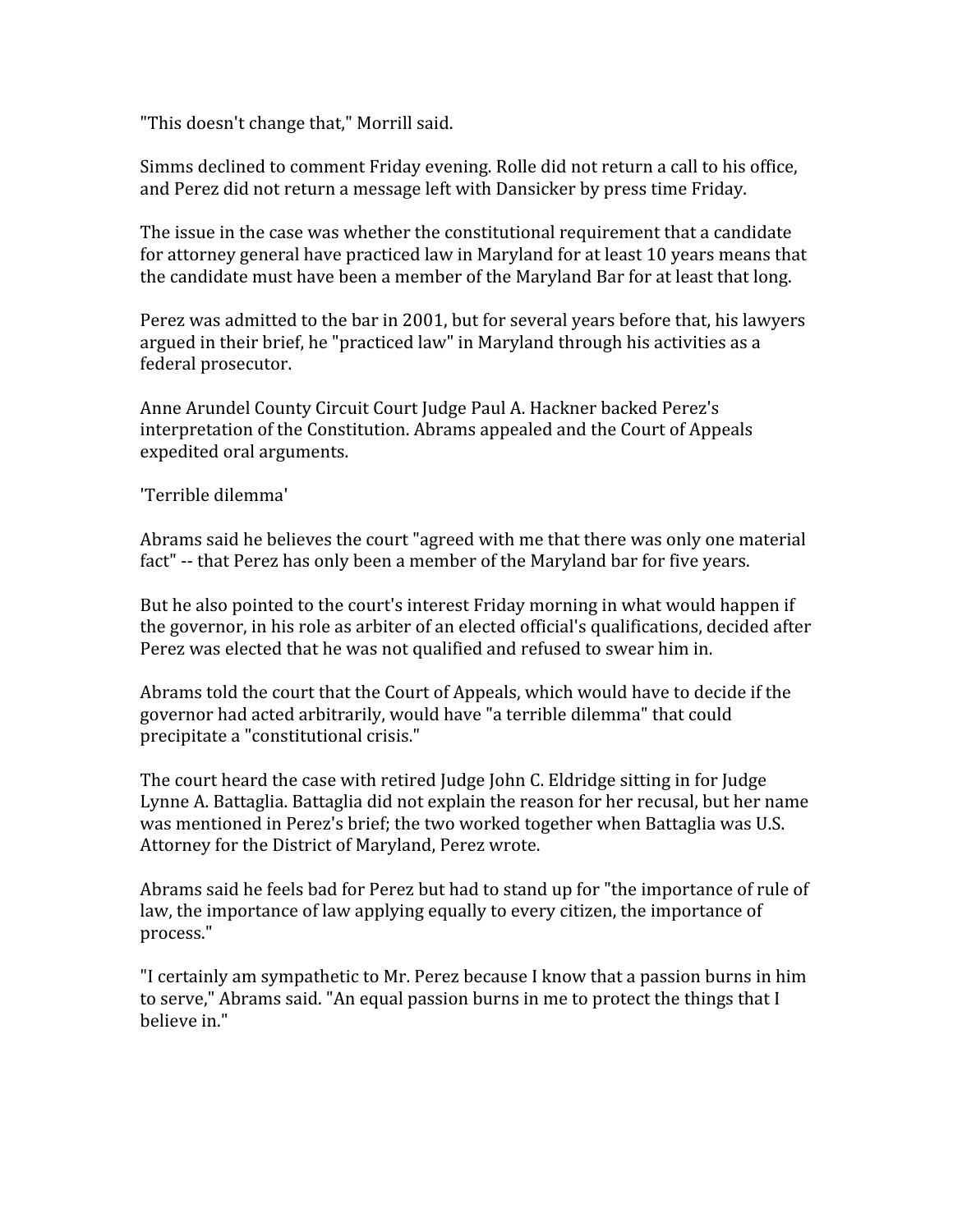"This doesn't change that," Morrill said.

Simms declined to comment Friday evening. Rolle did not return a call to his office, and Perez did not return a message left with Dansicker by press time Friday.

The issue in the case was whether the constitutional requirement that a candidate for attorney general have practiced law in Maryland for at least 10 years means that the candidate must have been a member of the Maryland Bar for at least that long.

Perez was admitted to the bar in 2001, but for several years before that, his lawyers argued in their brief, he "practiced law" in Maryland through his activities as a federal prosecutor.

Anne Arundel County Circuit Court Judge Paul A. Hackner backed Perez's interpretation of the Constitution. Abrams appealed and the Court of Appeals expedited oral arguments.

'Terrible dilemma'

Abrams said he believes the court "agreed with me that there was only one material fact" -- that Perez has only been a member of the Maryland bar for five years.

But he also pointed to the court's interest Friday morning in what would happen if the governor, in his role as arbiter of an elected official's qualifications, decided after Perez was elected that he was not qualified and refused to swear him in.

Abrams told the court that the Court of Appeals, which would have to decide if the governor had acted arbitrarily, would have "a terrible dilemma" that could precipitate a "constitutional crisis."

The court heard the case with retired Judge John C. Eldridge sitting in for Judge Lynne A. Battaglia. Battaglia did not explain the reason for her recusal, but her name was mentioned in Perez's brief; the two worked together when Battaglia was U.S. Attorney for the District of Maryland, Perez wrote.

Abrams said he feels bad for Perez but had to stand up for "the importance of rule of law, the importance of law applying equally to every citizen, the importance of process."

"I certainly am sympathetic to Mr. Perez because I know that a passion burns in him to serve," Abrams said. "An equal passion burns in me to protect the things that I believe in."